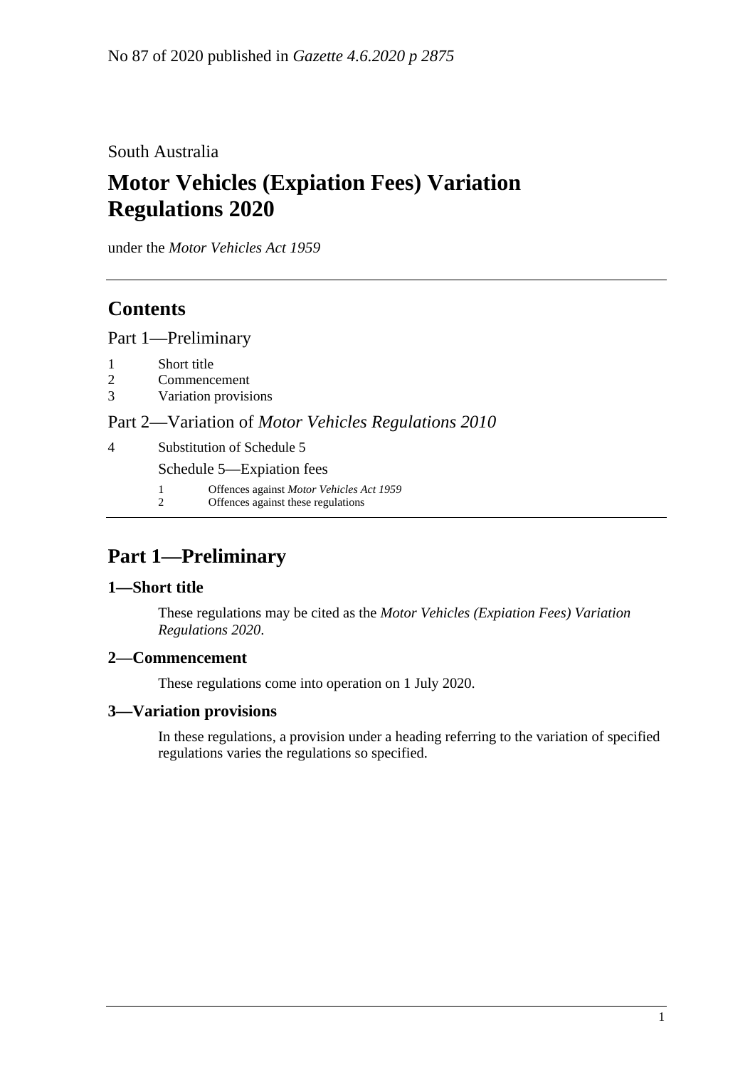No 87 of 2020 published in *Gazette 4.6.2020 p 2875*

South Australia

# Motor Vehicles (Expiation Fees) Variation Regulations 2020

under the *Motor Vehicles Act 1959*

## Contents

Part 1—Preliminary

1 Short title
2 Commencement
3 Variation provisions

Part 2—Variation of *Motor Vehicles Regulations 2010*

4 Substitution of Schedule 5

Schedule 5—Expiation fees

1 Offences against *Motor Vehicles Act 1959*
2 Offences against these regulations

## Part 1—Preliminary

### 1—Short title

These regulations may be cited as the *Motor Vehicles (Expiation Fees) Variation Regulations 2020*.

### 2—Commencement

These regulations come into operation on 1 July 2020.

### 3—Variation provisions

In these regulations, a provision under a heading referring to the variation of specified regulations varies the regulations so specified.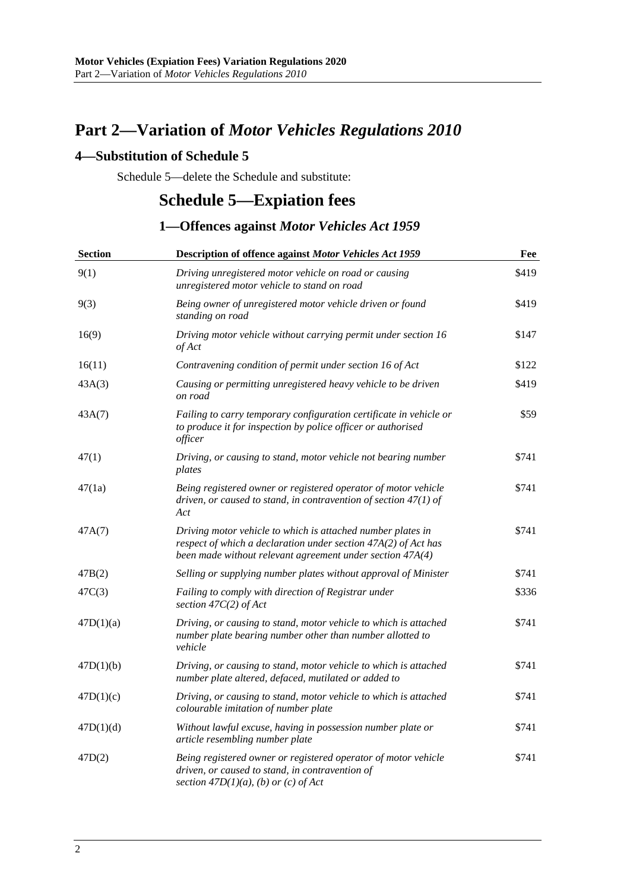# Part 2—Variation of *Motor Vehicles Regulations 2010*

## 4—Substitution of Schedule 5

Schedule 5—delete the Schedule and substitute:

# Schedule 5—Expiation fees

## 1—Offences against *Motor Vehicles Act 1959*

| Section | Description of offence against *Motor Vehicles Act 1959* | Fee |
|---|---|---|
| 9(1) | *Driving unregistered motor vehicle on road or causing unregistered motor vehicle to stand on road* | $419 |
| 9(3) | *Being owner of unregistered motor vehicle driven or found standing on road* | $419 |
| 16(9) | *Driving motor vehicle without carrying permit under section 16 of Act* | $147 |
| 16(11) | *Contravening condition of permit under section 16 of Act* | $122 |
| 43A(3) | *Causing or permitting unregistered heavy vehicle to be driven on road* | $419 |
| 43A(7) | *Failing to carry temporary configuration certificate in vehicle or to produce it for inspection by police officer or authorised officer* | $59 |
| 47(1) | *Driving, or causing to stand, motor vehicle not bearing number plates* | $741 |
| 47(1a) | *Being registered owner or registered operator of motor vehicle driven, or caused to stand, in contravention of section 47(1) of Act* | $741 |
| 47A(7) | *Driving motor vehicle to which is attached number plates in respect of which a declaration under section 47A(2) of Act has been made without relevant agreement under section 47A(4)* | $741 |
| 47B(2) | *Selling or supplying number plates without approval of Minister* | $741 |
| 47C(3) | *Failing to comply with direction of Registrar under section 47C(2) of Act* | $336 |
| 47D(1)(a) | *Driving, or causing to stand, motor vehicle to which is attached number plate bearing number other than number allotted to vehicle* | $741 |
| 47D(1)(b) | *Driving, or causing to stand, motor vehicle to which is attached number plate altered, defaced, mutilated or added to* | $741 |
| 47D(1)(c) | *Driving, or causing to stand, motor vehicle to which is attached colourable imitation of number plate* | $741 |
| 47D(1)(d) | *Without lawful excuse, having in possession number plate or article resembling number plate* | $741 |
| 47D(2) | *Being registered owner or registered operator of motor vehicle driven, or caused to stand, in contravention of section 47D(1)(a), (b) or (c) of Act* | $741 |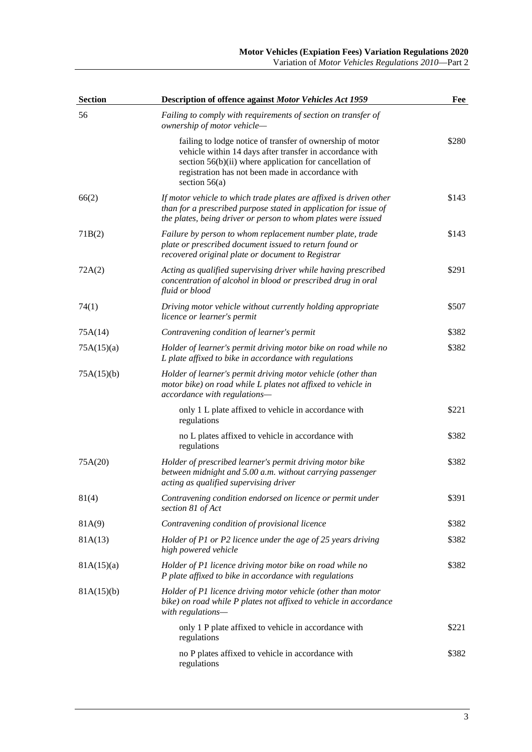| Section | Description of offence against *Motor Vehicles Act 1959* | Fee |
|---|---|---|
| 56 | *Failing to comply with requirements of section on transfer of ownership of motor vehicle—* | |
| | failing to lodge notice of transfer of ownership of motor vehicle within 14 days after transfer in accordance with section 56(b)(ii) where application for cancellation of registration has not been made in accordance with section 56(a) | $280 |
| 66(2) | *If motor vehicle to which trade plates are affixed is driven other than for a prescribed purpose stated in application for issue of the plates, being driver or person to whom plates were issued* | $143 |
| 71B(2) | *Failure by person to whom replacement number plate, trade plate or prescribed document issued to return found or recovered original plate or document to Registrar* | $143 |
| 72A(2) | *Acting as qualified supervising driver while having prescribed concentration of alcohol in blood or prescribed drug in oral fluid or blood* | $291 |
| 74(1) | *Driving motor vehicle without currently holding appropriate licence or learner's permit* | $507 |
| 75A(14) | *Contravening condition of learner's permit* | $382 |
| 75A(15)(a) | *Holder of learner's permit driving motor bike on road while no L plate affixed to bike in accordance with regulations* | $382 |
| 75A(15)(b) | *Holder of learner's permit driving motor vehicle (other than motor bike) on road while L plates not affixed to vehicle in accordance with regulations—* | |
| | only 1 L plate affixed to vehicle in accordance with regulations | $221 |
| | no L plates affixed to vehicle in accordance with regulations | $382 |
| 75A(20) | *Holder of prescribed learner's permit driving motor bike between midnight and 5.00 a.m. without carrying passenger acting as qualified supervising driver* | $382 |
| 81(4) | *Contravening condition endorsed on licence or permit under section 81 of Act* | $391 |
| 81A(9) | *Contravening condition of provisional licence* | $382 |
| 81A(13) | *Holder of P1 or P2 licence under the age of 25 years driving high powered vehicle* | $382 |
| 81A(15)(a) | *Holder of P1 licence driving motor bike on road while no P plate affixed to bike in accordance with regulations* | $382 |
| 81A(15)(b) | *Holder of P1 licence driving motor vehicle (other than motor bike) on road while P plates not affixed to vehicle in accordance with regulations—* | |
| | only 1 P plate affixed to vehicle in accordance with regulations | $221 |
| | no P plates affixed to vehicle in accordance with regulations | $382 |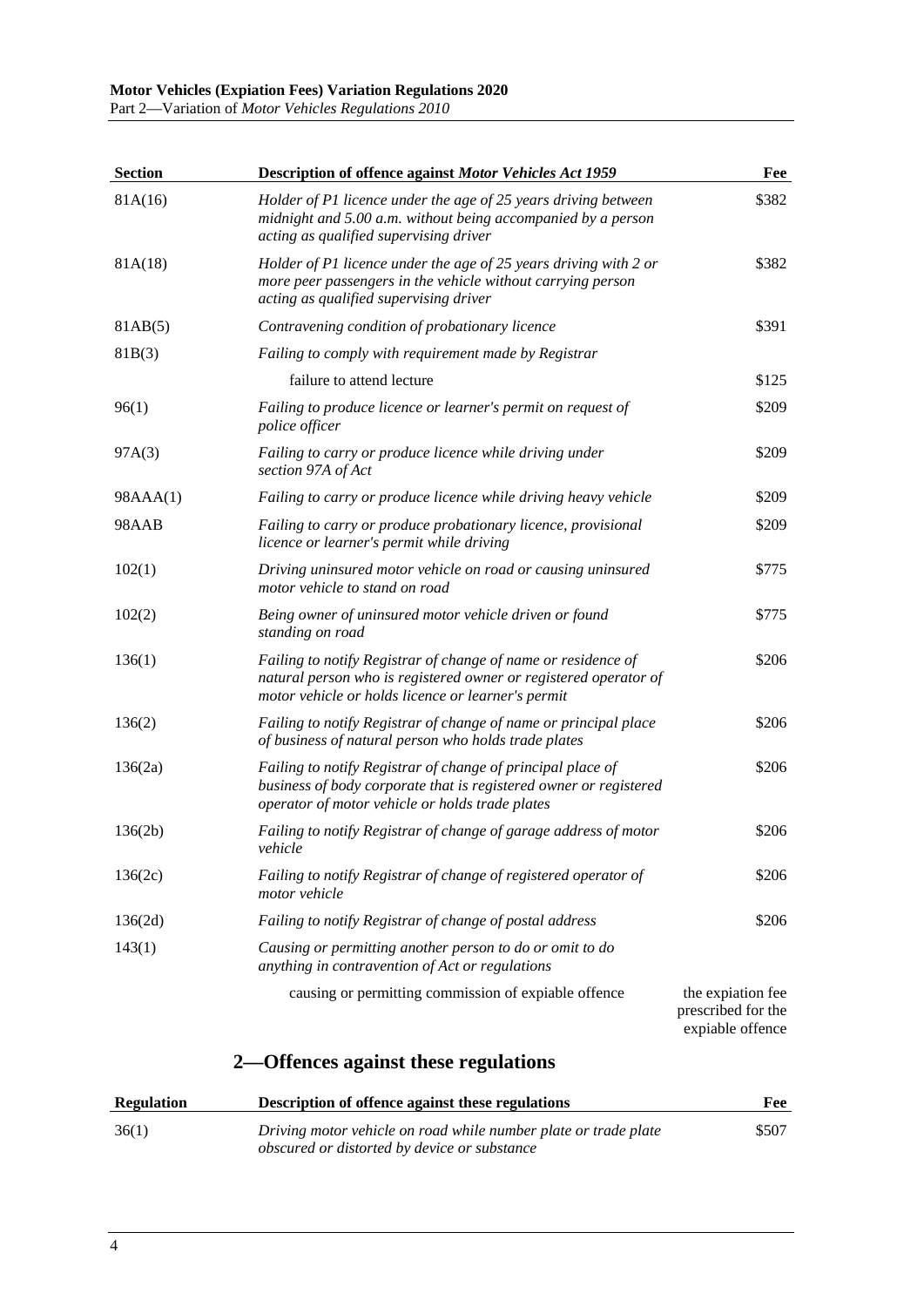| Section | Description of offence against *Motor Vehicles Act 1959* | Fee |
|---|---|---|
| 81A(16) | *Holder of P1 licence under the age of 25 years driving between midnight and 5.00 a.m. without being accompanied by a person acting as qualified supervising driver* | $382 |
| 81A(18) | *Holder of P1 licence under the age of 25 years driving with 2 or more peer passengers in the vehicle without carrying person acting as qualified supervising driver* | $382 |
| 81AB(5) | *Contravening condition of probationary licence* | $391 |
| 81B(3) | *Failing to comply with requirement made by Registrar* | |
| | failure to attend lecture | $125 |
| 96(1) | *Failing to produce licence or learner's permit on request of police officer* | $209 |
| 97A(3) | *Failing to carry or produce licence while driving under section 97A of Act* | $209 |
| 98AAA(1) | *Failing to carry or produce licence while driving heavy vehicle* | $209 |
| 98AAB | *Failing to carry or produce probationary licence, provisional licence or learner's permit while driving* | $209 |
| 102(1) | *Driving uninsured motor vehicle on road or causing uninsured motor vehicle to stand on road* | $775 |
| 102(2) | *Being owner of uninsured motor vehicle driven or found standing on road* | $775 |
| 136(1) | *Failing to notify Registrar of change of name or residence of natural person who is registered owner or registered operator of motor vehicle or holds licence or learner's permit* | $206 |
| 136(2) | *Failing to notify Registrar of change of name or principal place of business of natural person who holds trade plates* | $206 |
| 136(2a) | *Failing to notify Registrar of change of principal place of business of body corporate that is registered owner or registered operator of motor vehicle or holds trade plates* | $206 |
| 136(2b) | *Failing to notify Registrar of change of garage address of motor vehicle* | $206 |
| 136(2c) | *Failing to notify Registrar of change of registered operator of motor vehicle* | $206 |
| 136(2d) | *Failing to notify Registrar of change of postal address* | $206 |
| 143(1) | *Causing or permitting another person to do or omit to do anything in contravention of Act or regulations* | |
| | causing or permitting commission of expiable offence | the expiation fee prescribed for the expiable offence |

## 2—Offences against these regulations

| Regulation | Description of offence against these regulations | Fee |
|---|---|---|
| 36(1) | *Driving motor vehicle on road while number plate or trade plate obscured or distorted by device or substance* | $507 |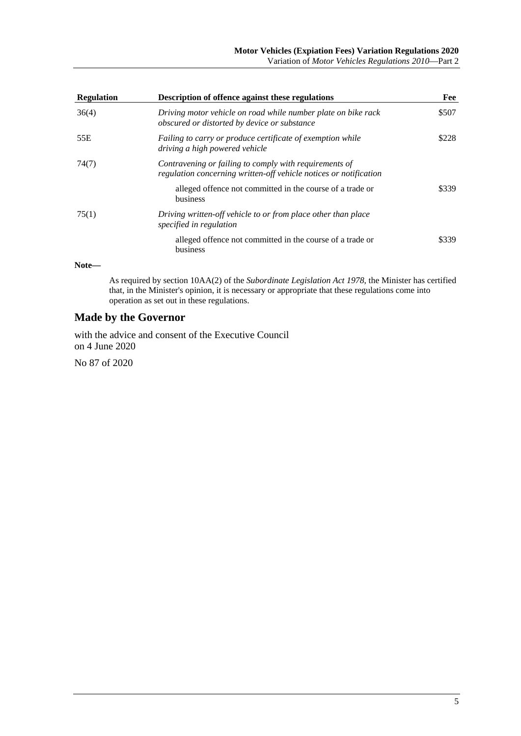| Regulation | Description of offence against these regulations | Fee |
|---|---|---|
| 36(4) | *Driving motor vehicle on road while number plate on bike rack obscured or distorted by device or substance* | \$507 |
| 55E | *Failing to carry or produce certificate of exemption while driving a high powered vehicle* | \$228 |
| 74(7) | *Contravening or failing to comply with requirements of regulation concerning written-off vehicle notices or notification* | |
| | alleged offence not committed in the course of a trade or business | \$339 |
| 75(1) | *Driving written-off vehicle to or from place other than place specified in regulation* | |
| | alleged offence not committed in the course of a trade or business | \$339 |

**Note—**

As required by section 10AA(2) of the *Subordinate Legislation Act 1978*, the Minister has certified that, in the Minister's opinion, it is necessary or appropriate that these regulations come into operation as set out in these regulations.

## Made by the Governor

with the advice and consent of the Executive Council
on 4 June 2020

No 87 of 2020